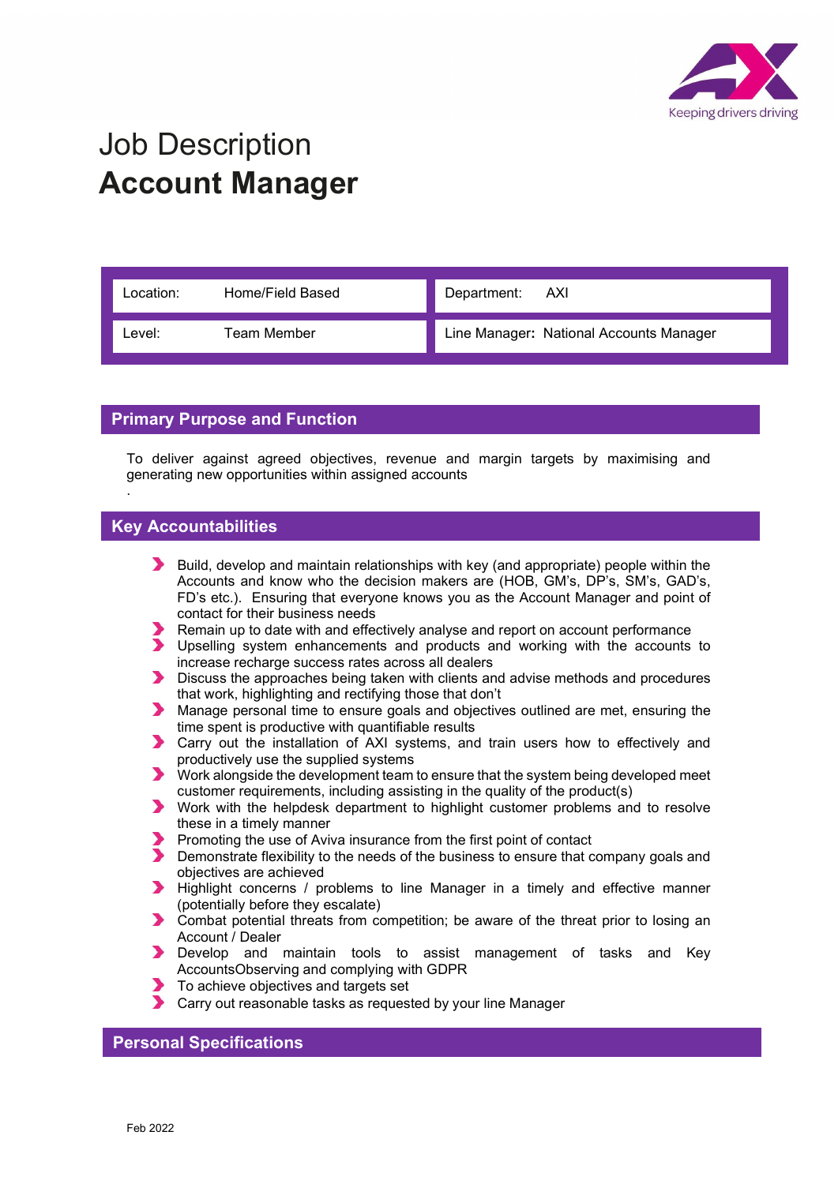Keeping drivers driving

# Job Description
# **Account Manager**

| Location: | Home/Field Based | Department: | AXI |
|---|---|---|---|
| Level: | Team Member | Line Manager: | National Accounts Manager |

## Primary Purpose and Function

To deliver against agreed objectives, revenue and margin targets by maximising and generating new opportunities within assigned accounts

.

## Key Accountabilities

- Build, develop and maintain relationships with key (and appropriate) people within the Accounts and know who the decision makers are (HOB, GM's, DP's, SM's, GAD's, FD's etc.). Ensuring that everyone knows you as the Account Manager and point of contact for their business needs
- Remain up to date with and effectively analyse and report on account performance
- Upselling system enhancements and products and working with the accounts to increase recharge success rates across all dealers
- Discuss the approaches being taken with clients and advise methods and procedures that work, highlighting and rectifying those that don't
- Manage personal time to ensure goals and objectives outlined are met, ensuring the time spent is productive with quantifiable results
- Carry out the installation of AXI systems, and train users how to effectively and productively use the supplied systems
- Work alongside the development team to ensure that the system being developed meet customer requirements, including assisting in the quality of the product(s)
- Work with the helpdesk department to highlight customer problems and to resolve these in a timely manner
- Promoting the use of Aviva insurance from the first point of contact
- Demonstrate flexibility to the needs of the business to ensure that company goals and objectives are achieved
- Highlight concerns / problems to line Manager in a timely and effective manner (potentially before they escalate)
- Combat potential threats from competition; be aware of the threat prior to losing an Account / Dealer
- Develop and maintain tools to assist management of tasks and Key AccountsObserving and complying with GDPR
- To achieve objectives and targets set
- Carry out reasonable tasks as requested by your line Manager

## Personal Specifications

Feb 2022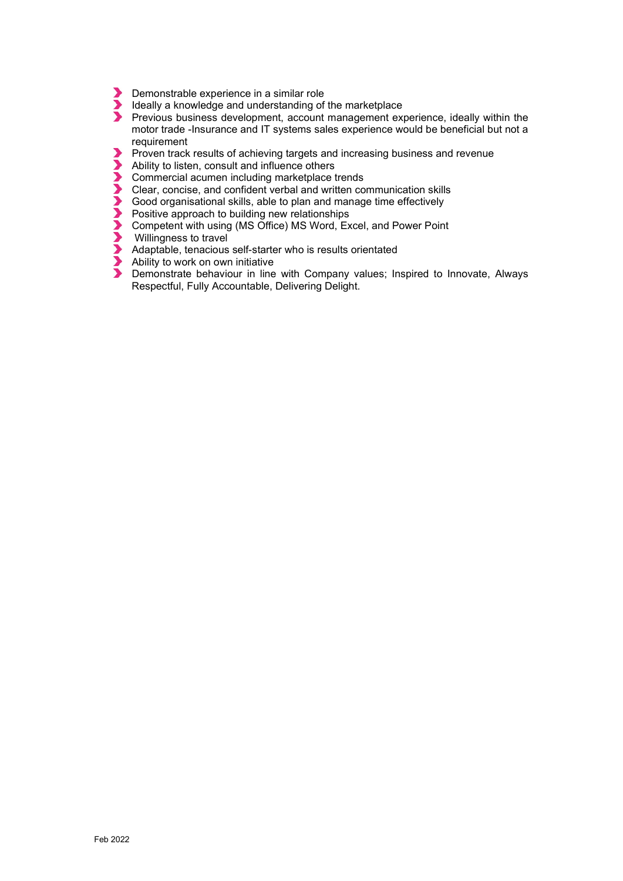- Demonstrable experience in a similar role
- Ideally a knowledge and understanding of the marketplace
- Previous business development, account management experience, ideally within the motor trade -Insurance and IT systems sales experience would be beneficial but not a requirement
- Proven track results of achieving targets and increasing business and revenue
- Ability to listen, consult and influence others
- Commercial acumen including marketplace trends
- Clear, concise, and confident verbal and written communication skills
- Good organisational skills, able to plan and manage time effectively
- Positive approach to building new relationships
- Competent with using (MS Office) MS Word, Excel, and Power Point
- Willingness to travel
- Adaptable, tenacious self-starter who is results orientated
- Ability to work on own initiative
- Demonstrate behaviour in line with Company values; Inspired to Innovate, Always Respectful, Fully Accountable, Delivering Delight.

Feb 2022